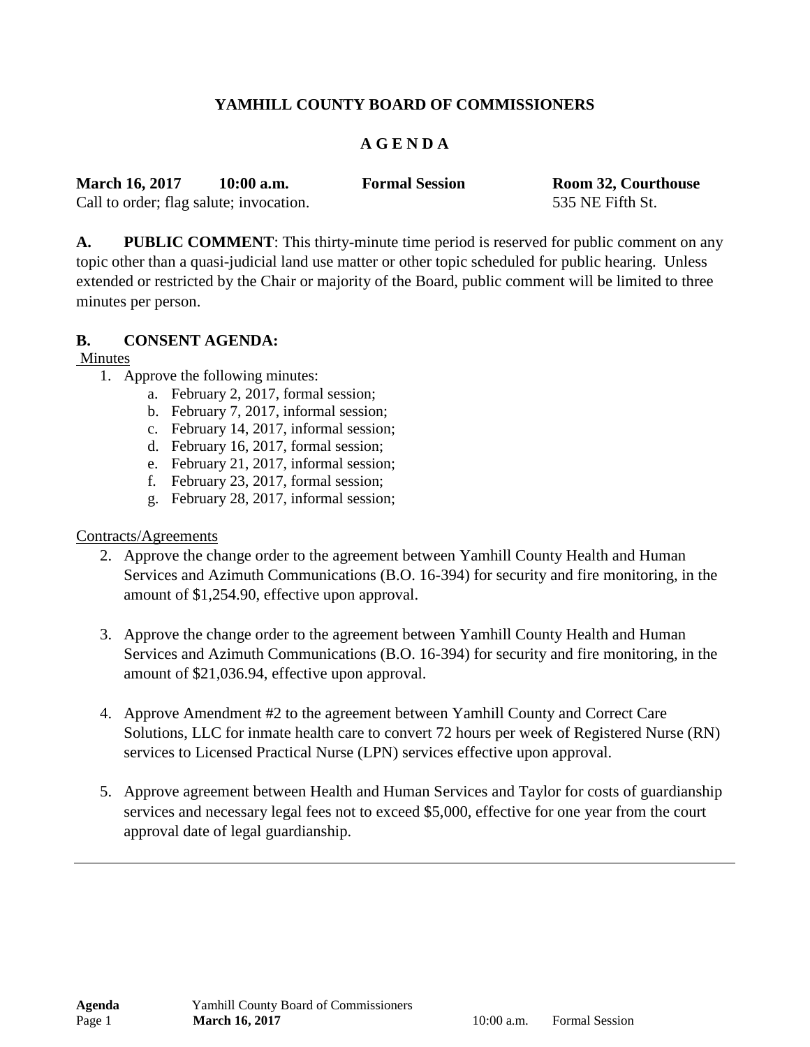**YAMHILL COUNTY BOARD OF COMMISSIONERS**

**A G E N D A**

**March 16, 2017 10:00 a.m. Formal Session Room 32, Courthouse**
Call to order; flag salute; invocation. 535 NE Fifth St.

**A. PUBLIC COMMENT**: This thirty-minute time period is reserved for public comment on any topic other than a quasi-judicial land use matter or other topic scheduled for public hearing. Unless extended or restricted by the Chair or majority of the Board, public comment will be limited to three minutes per person.

**B. CONSENT AGENDA:**

Minutes

1. Approve the following minutes:
   a. February 2, 2017, formal session;
   b. February 7, 2017, informal session;
   c. February 14, 2017, informal session;
   d. February 16, 2017, formal session;
   e. February 21, 2017, informal session;
   f. February 23, 2017, formal session;
   g. February 28, 2017, informal session;

Contracts/Agreements

2. Approve the change order to the agreement between Yamhill County Health and Human Services and Azimuth Communications (B.O. 16-394) for security and fire monitoring, in the amount of $1,254.90, effective upon approval.

3. Approve the change order to the agreement between Yamhill County Health and Human Services and Azimuth Communications (B.O. 16-394) for security and fire monitoring, in the amount of $21,036.94, effective upon approval.

4. Approve Amendment #2 to the agreement between Yamhill County and Correct Care Solutions, LLC for inmate health care to convert 72 hours per week of Registered Nurse (RN) services to Licensed Practical Nurse (LPN) services effective upon approval.

5. Approve agreement between Health and Human Services and Taylor for costs of guardianship services and necessary legal fees not to exceed $5,000, effective for one year from the court approval date of legal guardianship.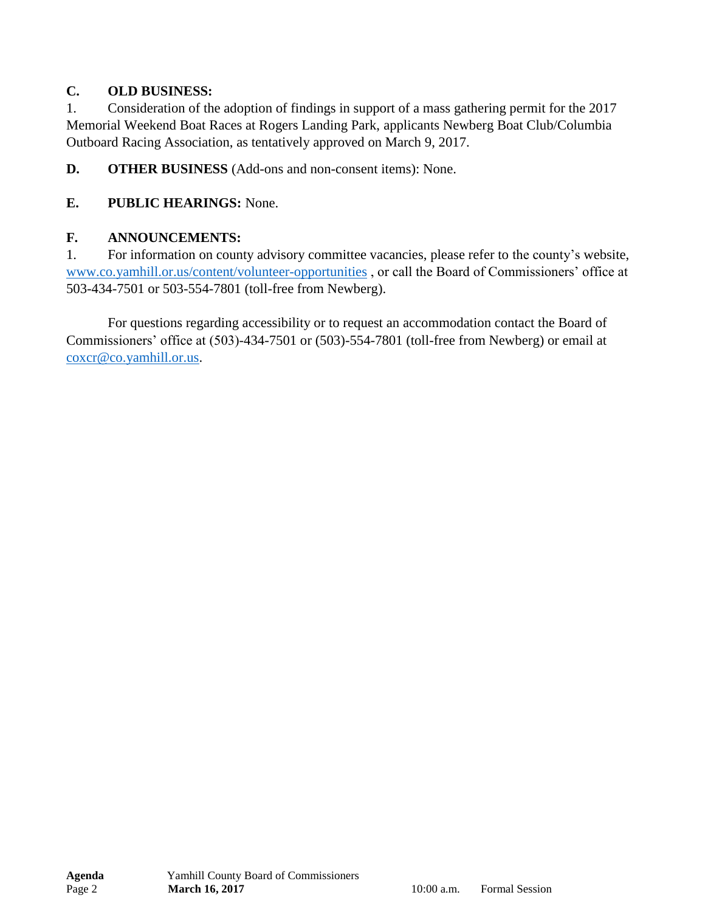**C. OLD BUSINESS:**

1. Consideration of the adoption of findings in support of a mass gathering permit for the 2017 Memorial Weekend Boat Races at Rogers Landing Park, applicants Newberg Boat Club/Columbia Outboard Racing Association, as tentatively approved on March 9, 2017.

**D. OTHER BUSINESS** (Add-ons and non-consent items): None.

**E. PUBLIC HEARINGS:** None.

**F. ANNOUNCEMENTS:**

1. For information on county advisory committee vacancies, please refer to the county's website, www.co.yamhill.or.us/content/volunteer-opportunities , or call the Board of Commissioners' office at 503-434-7501 or 503-554-7801 (toll-free from Newberg).

For questions regarding accessibility or to request an accommodation contact the Board of Commissioners' office at (503)-434-7501 or (503)-554-7801 (toll-free from Newberg) or email at coxcr@co.yamhill.or.us.